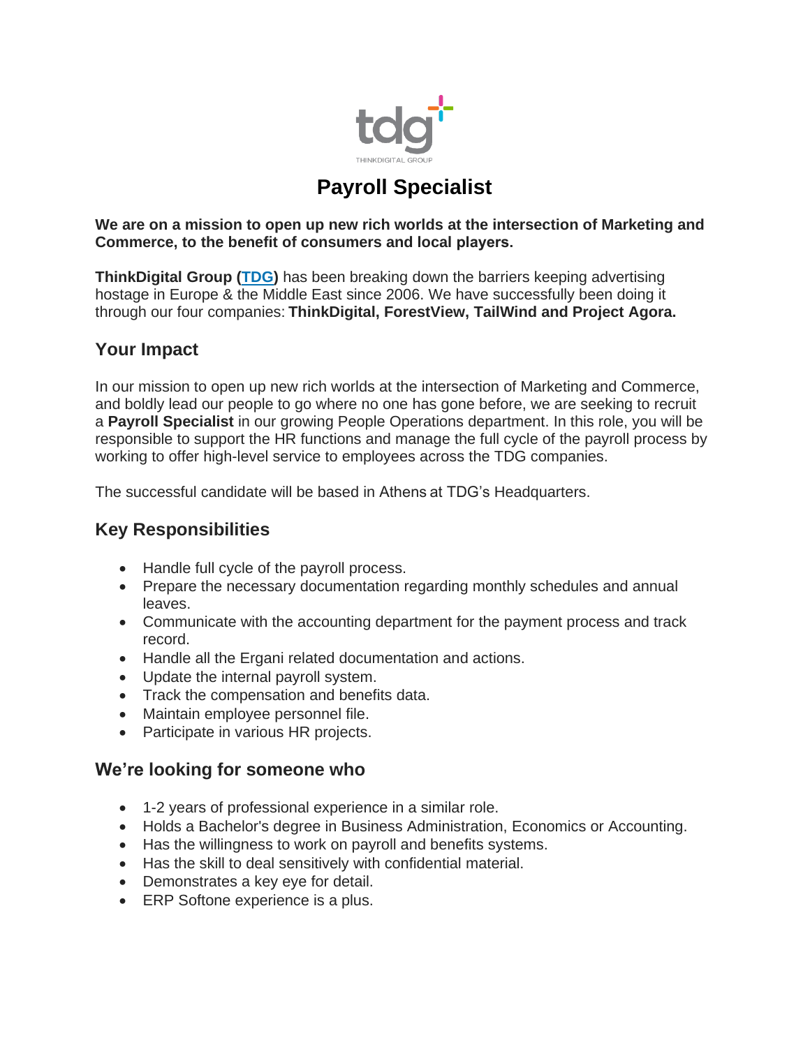tdg
THINKDIGITAL GROUP

# Payroll Specialist

**We are on a mission to open up new rich worlds at the intersection of Marketing and Commerce, to the benefit of consumers and local players.**

**ThinkDigital Group (TDG)** has been breaking down the barriers keeping advertising hostage in Europe & the Middle East since 2006. We have successfully been doing it through our four companies: **ThinkDigital, ForestView, TailWind and Project Agora.**

## Your Impact

In our mission to open up new rich worlds at the intersection of Marketing and Commerce, and boldly lead our people to go where no one has gone before, we are seeking to recruit a **Payroll Specialist** in our growing People Operations department. In this role, you will be responsible to support the HR functions and manage the full cycle of the payroll process by working to offer high-level service to employees across the TDG companies.

The successful candidate will be based in Athens at TDG's Headquarters.

## Key Responsibilities

- Handle full cycle of the payroll process.
- Prepare the necessary documentation regarding monthly schedules and annual leaves.
- Communicate with the accounting department for the payment process and track record.
- Handle all the Ergani related documentation and actions.
- Update the internal payroll system.
- Track the compensation and benefits data.
- Maintain employee personnel file.
- Participate in various HR projects.

## We're looking for someone who

- 1-2 years of professional experience in a similar role.
- Holds a Bachelor's degree in Business Administration, Economics or Accounting.
- Has the willingness to work on payroll and benefits systems.
- Has the skill to deal sensitively with confidential material.
- Demonstrates a key eye for detail.
- ERP Softone experience is a plus.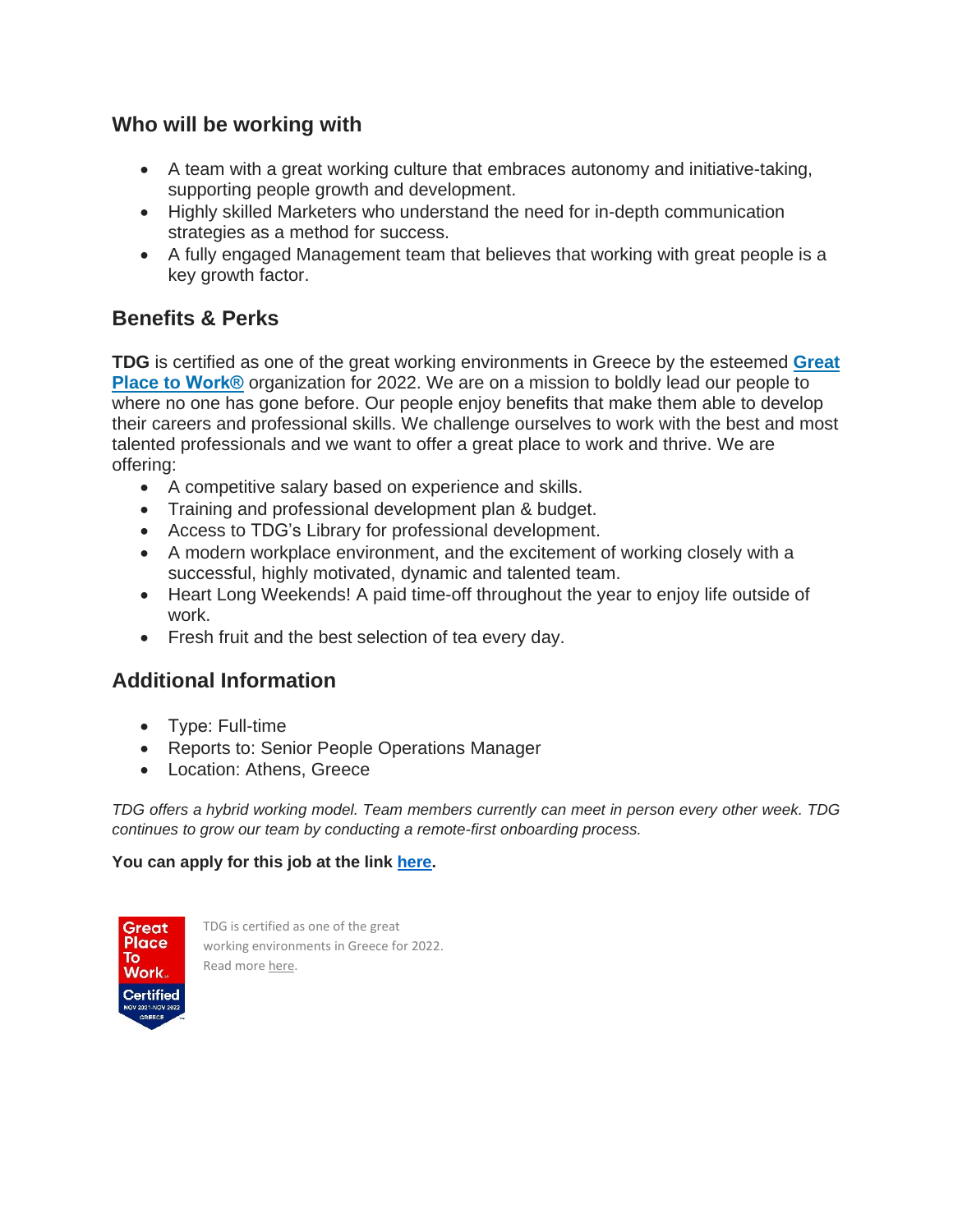## Who will be working with

- A team with a great working culture that embraces autonomy and initiative-taking, supporting people growth and development.
- Highly skilled Marketers who understand the need for in-depth communication strategies as a method for success.
- A fully engaged Management team that believes that working with great people is a key growth factor.

## Benefits & Perks

**TDG** is certified as one of the great working environments in Greece by the esteemed **Great Place to Work®** organization for 2022. We are on a mission to boldly lead our people to where no one has gone before. Our people enjoy benefits that make them able to develop their careers and professional skills. We challenge ourselves to work with the best and most talented professionals and we want to offer a great place to work and thrive. We are offering:

- A competitive salary based on experience and skills.
- Training and professional development plan & budget.
- Access to TDG's Library for professional development.
- A modern workplace environment, and the excitement of working closely with a successful, highly motivated, dynamic and talented team.
- Heart Long Weekends! A paid time-off throughout the year to enjoy life outside of work.
- Fresh fruit and the best selection of tea every day.

## Additional Information

- Type: Full-time
- Reports to: Senior People Operations Manager
- Location: Athens, Greece

*TDG offers a hybrid working model. Team members currently can meet in person every other week. TDG continues to grow our team by conducting a remote-first onboarding process.*

**You can apply for this job at the link here.**

Great Place To Work. Certified NOV 2021-NOV 2022 GREECE

TDG is certified as one of the great working environments in Greece for 2022. Read more here.